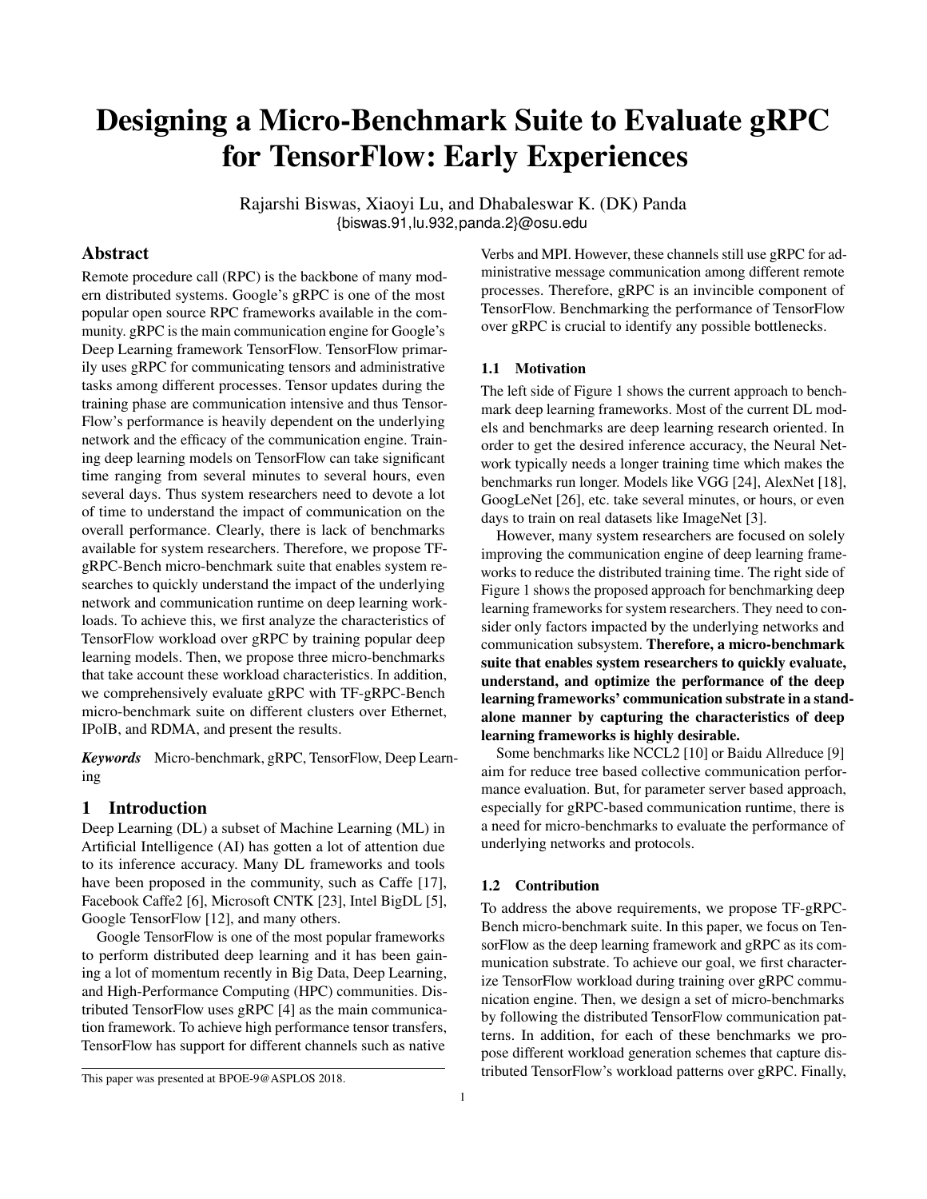# Designing a Micro-Benchmark Suite to Evaluate gRPC for TensorFlow: Early Experiences

Rajarshi Biswas, Xiaoyi Lu, and Dhabaleswar K. (DK) Panda
{biswas.91,lu.932,panda.2}@osu.edu

## Abstract

Remote procedure call (RPC) is the backbone of many modern distributed systems. Google's gRPC is one of the most popular open source RPC frameworks available in the community. gRPC is the main communication engine for Google's Deep Learning framework TensorFlow. TensorFlow primarily uses gRPC for communicating tensors and administrative tasks among different processes. Tensor updates during the training phase are communication intensive and thus TensorFlow's performance is heavily dependent on the underlying network and the efficacy of the communication engine. Training deep learning models on TensorFlow can take significant time ranging from several minutes to several hours, even several days. Thus system researchers need to devote a lot of time to understand the impact of communication on the overall performance. Clearly, there is lack of benchmarks available for system researchers. Therefore, we propose TF-gRPC-Bench micro-benchmark suite that enables system researches to quickly understand the impact of the underlying network and communication runtime on deep learning workloads. To achieve this, we first analyze the characteristics of TensorFlow workload over gRPC by training popular deep learning models. Then, we propose three micro-benchmarks that take account these workload characteristics. In addition, we comprehensively evaluate gRPC with TF-gRPC-Bench micro-benchmark suite on different clusters over Ethernet, IPoIB, and RDMA, and present the results.

***Keywords*** Micro-benchmark, gRPC, TensorFlow, Deep Learning

## 1 Introduction

Deep Learning (DL) a subset of Machine Learning (ML) in Artificial Intelligence (AI) has gotten a lot of attention due to its inference accuracy. Many DL frameworks and tools have been proposed in the community, such as Caffe [17], Facebook Caffe2 [6], Microsoft CNTK [23], Intel BigDL [5], Google TensorFlow [12], and many others.

Google TensorFlow is one of the most popular frameworks to perform distributed deep learning and it has been gaining a lot of momentum recently in Big Data, Deep Learning, and High-Performance Computing (HPC) communities. Distributed TensorFlow uses gRPC [4] as the main communication framework. To achieve high performance tensor transfers, TensorFlow has support for different channels such as native Verbs and MPI. However, these channels still use gRPC for administrative message communication among different remote processes. Therefore, gRPC is an invincible component of TensorFlow. Benchmarking the performance of TensorFlow over gRPC is crucial to identify any possible bottlenecks.

### 1.1 Motivation

The left side of Figure 1 shows the current approach to benchmark deep learning frameworks. Most of the current DL models and benchmarks are deep learning research oriented. In order to get the desired inference accuracy, the Neural Network typically needs a longer training time which makes the benchmarks run longer. Models like VGG [24], AlexNet [18], GoogLeNet [26], etc. take several minutes, or hours, or even days to train on real datasets like ImageNet [3].

However, many system researchers are focused on solely improving the communication engine of deep learning frameworks to reduce the distributed training time. The right side of Figure 1 shows the proposed approach for benchmarking deep learning frameworks for system researchers. They need to consider only factors impacted by the underlying networks and communication subsystem. **Therefore, a micro-benchmark suite that enables system researchers to quickly evaluate, understand, and optimize the performance of the deep learning frameworks' communication substrate in a stand-alone manner by capturing the characteristics of deep learning frameworks is highly desirable.**

Some benchmarks like NCCL2 [10] or Baidu Allreduce [9] aim for reduce tree based collective communication performance evaluation. But, for parameter server based approach, especially for gRPC-based communication runtime, there is a need for micro-benchmarks to evaluate the performance of underlying networks and protocols.

### 1.2 Contribution

To address the above requirements, we propose TF-gRPC-Bench micro-benchmark suite. In this paper, we focus on TensorFlow as the deep learning framework and gRPC as its communication substrate. To achieve our goal, we first characterize TensorFlow workload during training over gRPC communication engine. Then, we design a set of micro-benchmarks by following the distributed TensorFlow communication patterns. In addition, for each of these benchmarks we propose different workload generation schemes that capture distributed TensorFlow's workload patterns over gRPC. Finally,

This paper was presented at BPOE-9@ASPLOS 2018.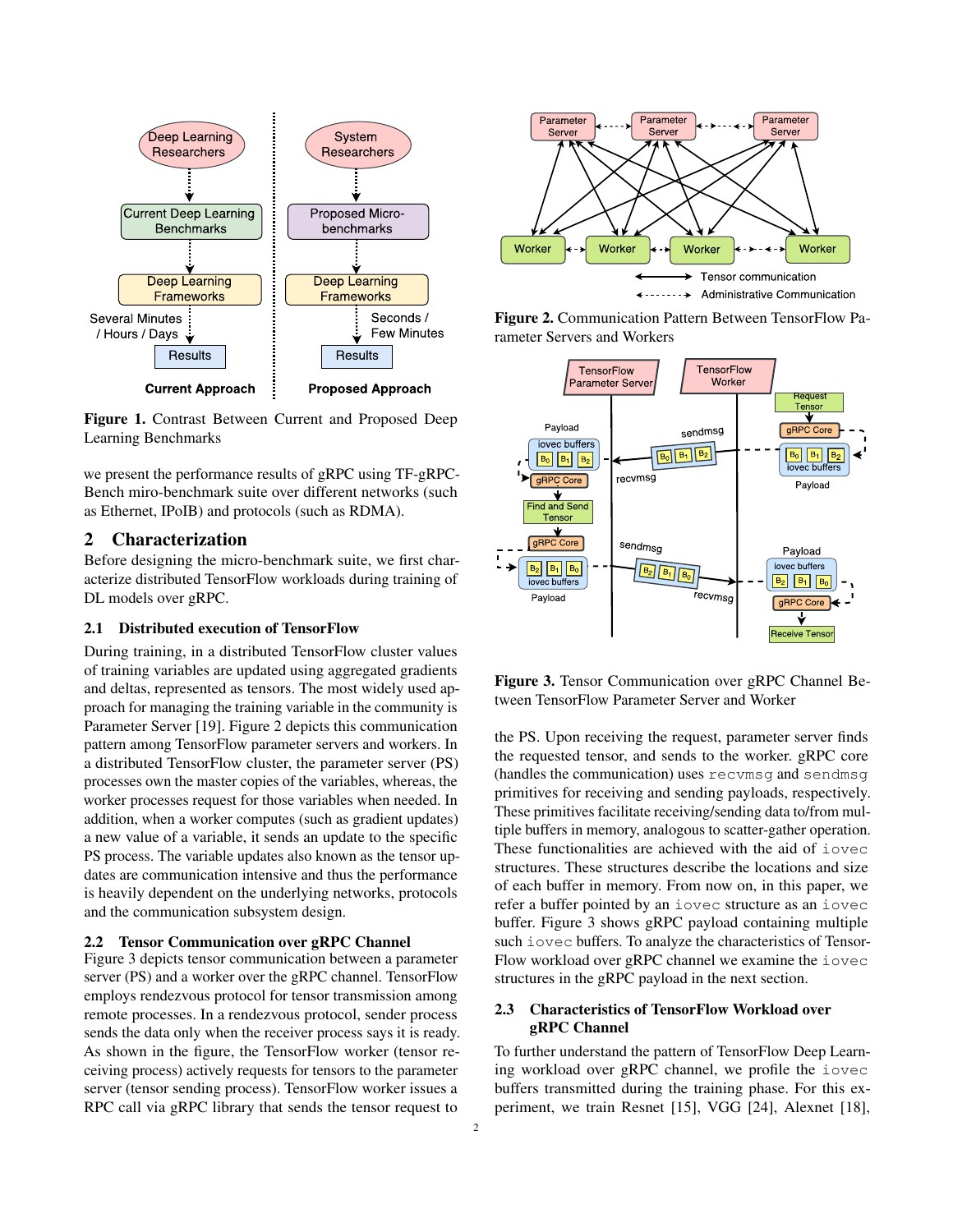**Figure 1.** Contrast Between Current and Proposed Deep Learning Benchmarks

we present the performance results of gRPC using TF-gRPC-Bench miro-benchmark suite over different networks (such as Ethernet, IPoIB) and protocols (such as RDMA).

## 2 Characterization

Before designing the micro-benchmark suite, we first characterize distributed TensorFlow workloads during training of DL models over gRPC.

### 2.1 Distributed execution of TensorFlow

During training, in a distributed TensorFlow cluster values of training variables are updated using aggregated gradients and deltas, represented as tensors. The most widely used approach for managing the training variable in the community is Parameter Server [19]. Figure 2 depicts this communication pattern among TensorFlow parameter servers and workers. In a distributed TensorFlow cluster, the parameter server (PS) processes own the master copies of the variables, whereas, the worker processes request for those variables when needed. In addition, when a worker computes (such as gradient updates) a new value of a variable, it sends an update to the specific PS process. The variable updates also known as the tensor updates are communication intensive and thus the performance is heavily dependent on the underlying networks, protocols and the communication subsystem design.

### 2.2 Tensor Communication over gRPC Channel

Figure 3 depicts tensor communication between a parameter server (PS) and a worker over the gRPC channel. TensorFlow employs rendezvous protocol for tensor transmission among remote processes. In a rendezvous protocol, sender process sends the data only when the receiver process says it is ready. As shown in the figure, the TensorFlow worker (tensor receiving process) actively requests for tensors to the parameter server (tensor sending process). TensorFlow worker issues a RPC call via gRPC library that sends the tensor request to the PS. Upon receiving the request, parameter server finds the requested tensor, and sends to the worker. gRPC core (handles the communication) uses `recvmsg` and `sendmsg` primitives for receiving and sending payloads, respectively. These primitives facilitate receiving/sending data to/from multiple buffers in memory, analogous to scatter-gather operation. These functionalities are achieved with the aid of `iovec` structures. These structures describe the locations and size of each buffer in memory. From now on, in this paper, we refer a buffer pointed by an `iovec` structure as an `iovec` buffer. Figure 3 shows gRPC payload containing multiple such `iovec` buffers. To analyze the characteristics of TensorFlow workload over gRPC channel we examine the `iovec` structures in the gRPC payload in the next section.

**Figure 2.** Communication Pattern Between TensorFlow Parameter Servers and Workers

**Figure 3.** Tensor Communication over gRPC Channel Between TensorFlow Parameter Server and Worker

### 2.3 Characteristics of TensorFlow Workload over gRPC Channel

To further understand the pattern of TensorFlow Deep Learning workload over gRPC channel, we profile the `iovec` buffers transmitted during the training phase. For this experiment, we train Resnet [15], VGG [24], Alexnet [18],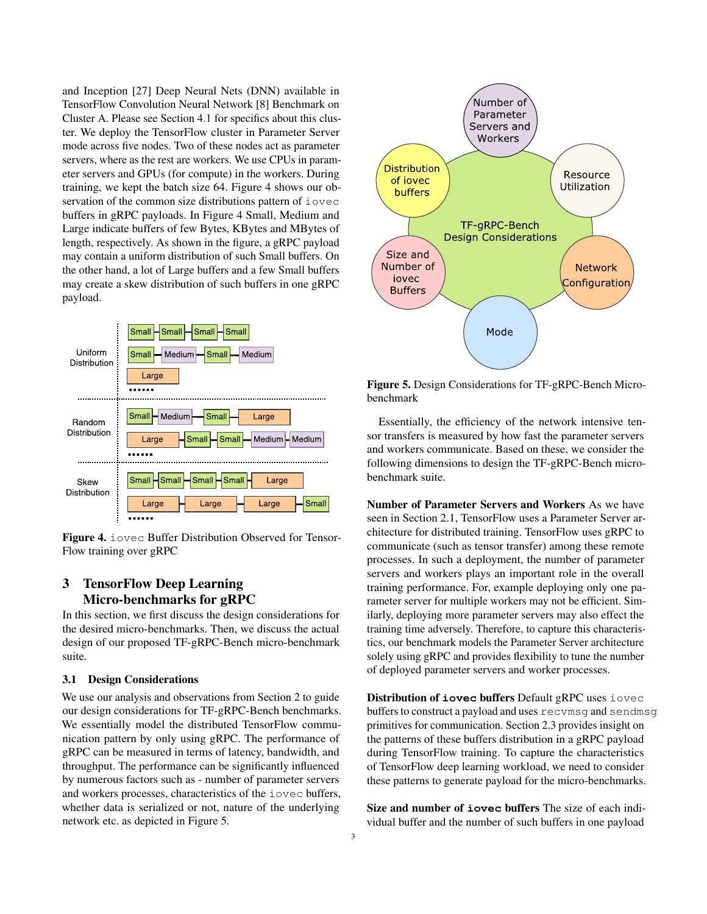and Inception [27] Deep Neural Nets (DNN) available in TensorFlow Convolution Neural Network [8] Benchmark on Cluster A. Please see Section 4.1 for specifics about this cluster. We deploy the TensorFlow cluster in Parameter Server mode across five nodes. Two of these nodes act as parameter servers, where as the rest are workers. We use CPUs in parameter servers and GPUs (for compute) in the workers. During training, we kept the batch size 64. Figure 4 shows our observation of the common size distributions pattern of `iovec` buffers in gRPC payloads. In Figure 4 Small, Medium and Large indicate buffers of few Bytes, KBytes and MBytes of length, respectively. As shown in the figure, a gRPC payload may contain a uniform distribution of such Small buffers. On the other hand, a lot of Large buffers and a few Small buffers may create a skew distribution of such buffers in one gRPC payload.

**Figure 4.** `iovec` Buffer Distribution Observed for TensorFlow training over gRPC

# 3 TensorFlow Deep Learning Micro-benchmarks for gRPC

In this section, we first discuss the design considerations for the desired micro-benchmarks. Then, we discuss the actual design of our proposed TF-gRPC-Bench micro-benchmark suite.

## 3.1 Design Considerations

We use our analysis and observations from Section 2 to guide our design considerations for TF-gRPC-Bench benchmarks. We essentially model the distributed TensorFlow communication pattern by only using gRPC. The performance of gRPC can be measured in terms of latency, bandwidth, and throughput. The performance can be significantly influenced by numerous factors such as - number of parameter servers and workers processes, characteristics of the `iovec` buffers, whether data is serialized or not, nature of the underlying network etc. as depicted in Figure 5.

**Figure 5.** Design Considerations for TF-gRPC-Bench Micro-benchmark

Essentially, the efficiency of the network intensive tensor transfers is measured by how fast the parameter servers and workers communicate. Based on these, we consider the following dimensions to design the TF-gRPC-Bench micro-benchmark suite.

**Number of Parameter Servers and Workers** As we have seen in Section 2.1, TensorFlow uses a Parameter Server architecture for distributed training. TensorFlow uses gRPC to communicate (such as tensor transfer) among these remote processes. In such a deployment, the number of parameter servers and workers plays an important role in the overall training performance. For, example deploying only one parameter server for multiple workers may not be efficient. Similarly, deploying more parameter servers may also effect the training time adversely. Therefore, to capture this characteristics, our benchmark models the Parameter Server architecture solely using gRPC and provides flexibility to tune the number of deployed parameter servers and worker processes.

**Distribution of `iovec` buffers** Default gRPC uses `iovec` buffers to construct a payload and uses `recvmsg` and `sendmsg` primitives for communication. Section 2.3 provides insight on the patterns of these buffers distribution in a gRPC payload during TensorFlow training. To capture the characteristics of TensorFlow deep learning workload, we need to consider these patterns to generate payload for the micro-benchmarks.

**Size and number of `iovec` buffers** The size of each individual buffer and the number of such buffers in one payload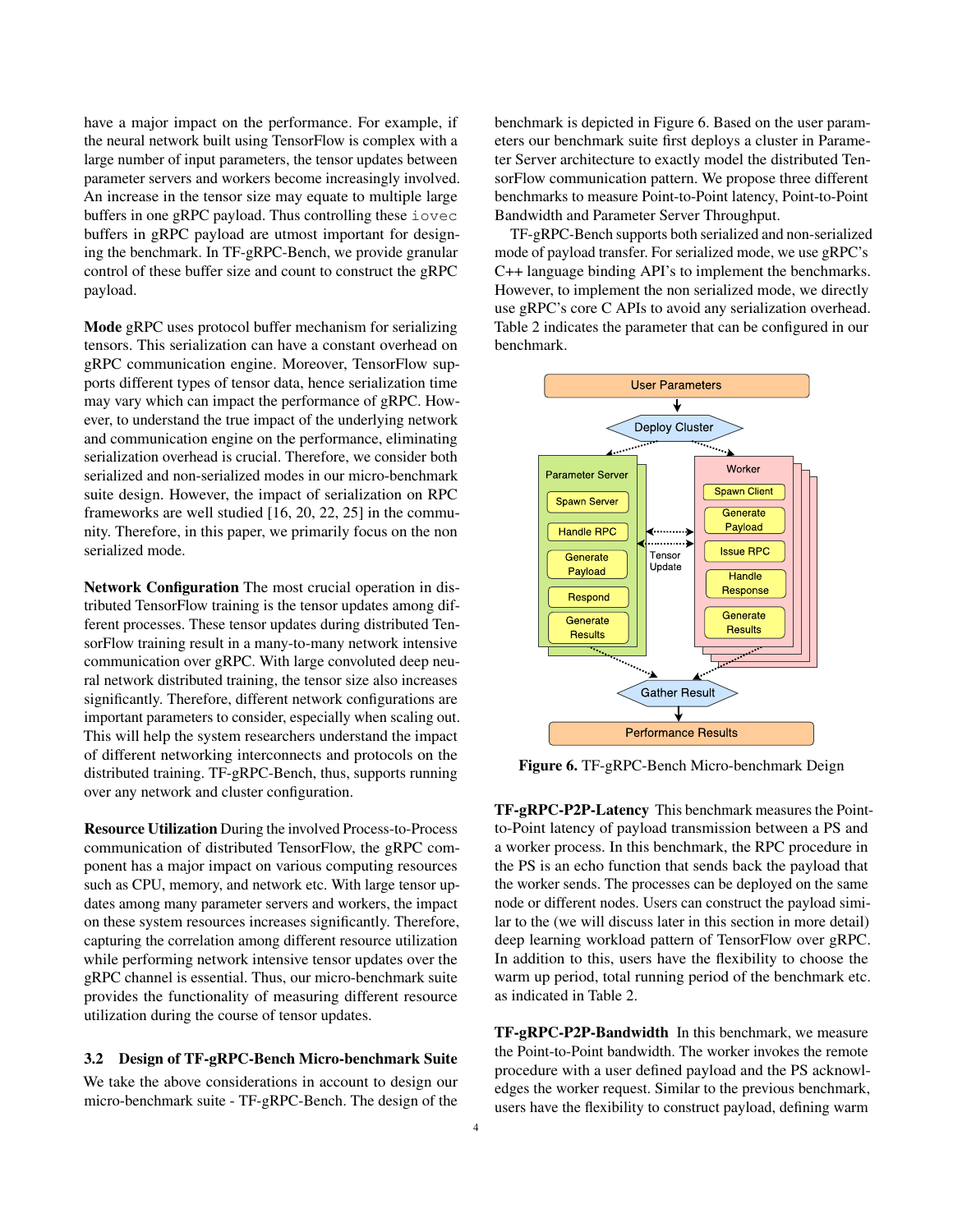have a major impact on the performance. For example, if the neural network built using TensorFlow is complex with a large number of input parameters, the tensor updates between parameter servers and workers become increasingly involved. An increase in the tensor size may equate to multiple large buffers in one gRPC payload. Thus controlling these `iovec` buffers in gRPC payload are utmost important for designing the benchmark. In TF-gRPC-Bench, we provide granular control of these buffer size and count to construct the gRPC payload.

**Mode** gRPC uses protocol buffer mechanism for serializing tensors. This serialization can have a constant overhead on gRPC communication engine. Moreover, TensorFlow supports different types of tensor data, hence serialization time may vary which can impact the performance of gRPC. However, to understand the true impact of the underlying network and communication engine on the performance, eliminating serialization overhead is crucial. Therefore, we consider both serialized and non-serialized modes in our micro-benchmark suite design. However, the impact of serialization on RPC frameworks are well studied [16, 20, 22, 25] in the community. Therefore, in this paper, we primarily focus on the non serialized mode.

**Network Configuration** The most crucial operation in distributed TensorFlow training is the tensor updates among different processes. These tensor updates during distributed TensorFlow training result in a many-to-many network intensive communication over gRPC. With large convoluted deep neural network distributed training, the tensor size also increases significantly. Therefore, different network configurations are important parameters to consider, especially when scaling out. This will help the system researchers understand the impact of different networking interconnects and protocols on the distributed training. TF-gRPC-Bench, thus, supports running over any network and cluster configuration.

**Resource Utilization** During the involved Process-to-Process communication of distributed TensorFlow, the gRPC component has a major impact on various computing resources such as CPU, memory, and network etc. With large tensor updates among many parameter servers and workers, the impact on these system resources increases significantly. Therefore, capturing the correlation among different resource utilization while performing network intensive tensor updates over the gRPC channel is essential. Thus, our micro-benchmark suite provides the functionality of measuring different resource utilization during the course of tensor updates.

### 3.2 Design of TF-gRPC-Bench Micro-benchmark Suite

We take the above considerations in account to design our micro-benchmark suite - TF-gRPC-Bench. The design of the benchmark is depicted in Figure 6. Based on the user parameters our benchmark suite first deploys a cluster in Parameter Server architecture to exactly model the distributed TensorFlow communication pattern. We propose three different benchmarks to measure Point-to-Point latency, Point-to-Point Bandwidth and Parameter Server Throughput.

TF-gRPC-Bench supports both serialized and non-serialized mode of payload transfer. For serialized mode, we use gRPC's C++ language binding API's to implement the benchmarks. However, to implement the non serialized mode, we directly use gRPC's core C APIs to avoid any serialization overhead. Table 2 indicates the parameter that can be configured in our benchmark.

**Figure 6.** TF-gRPC-Bench Micro-benchmark Deign

**TF-gRPC-P2P-Latency** This benchmark measures the Point-to-Point latency of payload transmission between a PS and a worker process. In this benchmark, the RPC procedure in the PS is an echo function that sends back the payload that the worker sends. The processes can be deployed on the same node or different nodes. Users can construct the payload similar to the (we will discuss later in this section in more detail) deep learning workload pattern of TensorFlow over gRPC. In addition to this, users have the flexibility to choose the warm up period, total running period of the benchmark etc. as indicated in Table 2.

**TF-gRPC-P2P-Bandwidth** In this benchmark, we measure the Point-to-Point bandwidth. The worker invokes the remote procedure with a user defined payload and the PS acknowledges the worker request. Similar to the previous benchmark, users have the flexibility to construct payload, defining warm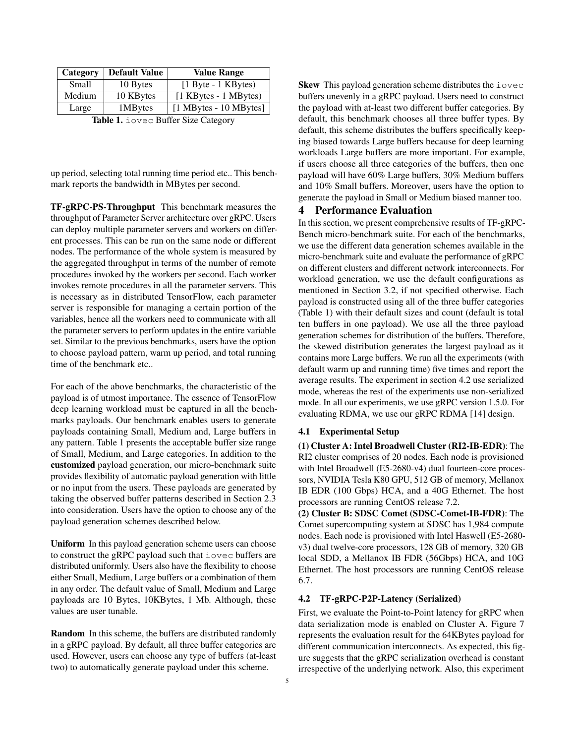| Category | Default Value | Value Range |
| --- | --- | --- |
| Small | 10 Bytes | [1 Byte - 1 KBytes) |
| Medium | 10 KBytes | [1 KBytes - 1 MBytes) |
| Large | 1MBytes | [1 MBytes - 10 MBytes] |

**Table 1.** `iovec` Buffer Size Category

up period, selecting total running time period etc.. This benchmark reports the bandwidth in MBytes per second.

**TF-gRPC-PS-Throughput** This benchmark measures the throughput of Parameter Server architecture over gRPC. Users can deploy multiple parameter servers and workers on different processes. This can be run on the same node or different nodes. The performance of the whole system is measured by the aggregated throughput in terms of the number of remote procedures invoked by the workers per second. Each worker invokes remote procedures in all the parameter servers. This is necessary as in distributed TensorFlow, each parameter server is responsible for managing a certain portion of the variables, hence all the workers need to communicate with all the parameter servers to perform updates in the entire variable set. Similar to the previous benchmarks, users have the option to choose payload pattern, warm up period, and total running time of the benchmark etc..

For each of the above benchmarks, the characteristic of the payload is of utmost importance. The essence of TensorFlow deep learning workload must be captured in all the benchmarks payloads. Our benchmark enables users to generate payloads containing Small, Medium and, Large buffers in any pattern. Table 1 presents the acceptable buffer size range of Small, Medium, and Large categories. In addition to the **customized** payload generation, our micro-benchmark suite provides flexibility of automatic payload generation with little or no input from the users. These payloads are generated by taking the observed buffer patterns described in Section 2.3 into consideration. Users have the option to choose any of the payload generation schemes described below.

**Uniform** In this payload generation scheme users can choose to construct the gRPC payload such that `iovec` buffers are distributed uniformly. Users also have the flexibility to choose either Small, Medium, Large buffers or a combination of them in any order. The default value of Small, Medium and Large payloads are 10 Bytes, 10KBytes, 1 Mb. Although, these values are user tunable.

**Random** In this scheme, the buffers are distributed randomly in a gRPC payload. By default, all three buffer categories are used. However, users can choose any type of buffers (at-least two) to automatically generate payload under this scheme.

**Skew** This payload generation scheme distributes the `iovec` buffers unevenly in a gRPC payload. Users need to construct the payload with at-least two different buffer categories. By default, this benchmark chooses all three buffer types. By default, this scheme distributes the buffers specifically keeping biased towards Large buffers because for deep learning workloads Large buffers are more important. For example, if users choose all three categories of the buffers, then one payload will have 60% Large buffers, 30% Medium buffers and 10% Small buffers. Moreover, users have the option to generate the payload in Small or Medium biased manner too.

## 4 Performance Evaluation

In this section, we present comprehensive results of TF-gRPC-Bench micro-benchmark suite. For each of the benchmarks, we use the different data generation schemes available in the micro-benchmark suite and evaluate the performance of gRPC on different clusters and different network interconnects. For workload generation, we use the default configurations as mentioned in Section 3.2, if not specified otherwise. Each payload is constructed using all of the three buffer categories (Table 1) with their default sizes and count (default is total ten buffers in one payload). We use all the three payload generation schemes for distribution of the buffers. Therefore, the skewed distribution generates the largest payload as it contains more Large buffers. We run all the experiments (with default warm up and running time) five times and report the average results. The experiment in section 4.2 use serialized mode, whereas the rest of the experiments use non-serialized mode. In all our experiments, we use gRPC version 1.5.0. For evaluating RDMA, we use our gRPC RDMA [14] design.

### 4.1 Experimental Setup

**(1) Cluster A: Intel Broadwell Cluster (RI2-IB-EDR)**: The RI2 cluster comprises of 20 nodes. Each node is provisioned with Intel Broadwell (E5-2680-v4) dual fourteen-core processors, NVIDIA Tesla K80 GPU, 512 GB of memory, Mellanox IB EDR (100 Gbps) HCA, and a 40G Ethernet. The host processors are running CentOS release 7.2.

**(2) Cluster B: SDSC Comet (SDSC-Comet-IB-FDR)**: The Comet supercomputing system at SDSC has 1,984 compute nodes. Each node is provisioned with Intel Haswell (E5-2680-v3) dual twelve-core processors, 128 GB of memory, 320 GB local SDD, a Mellanox IB FDR (56Gbps) HCA, and 10G Ethernet. The host processors are running CentOS release 6.7.

### 4.2 TF-gRPC-P2P-Latency (Serialized)

First, we evaluate the Point-to-Point latency for gRPC when data serialization mode is enabled on Cluster A. Figure 7 represents the evaluation result for the 64KBytes payload for different communication interconnects. As expected, this figure suggests that the gRPC serialization overhead is constant irrespective of the underlying network. Also, this experiment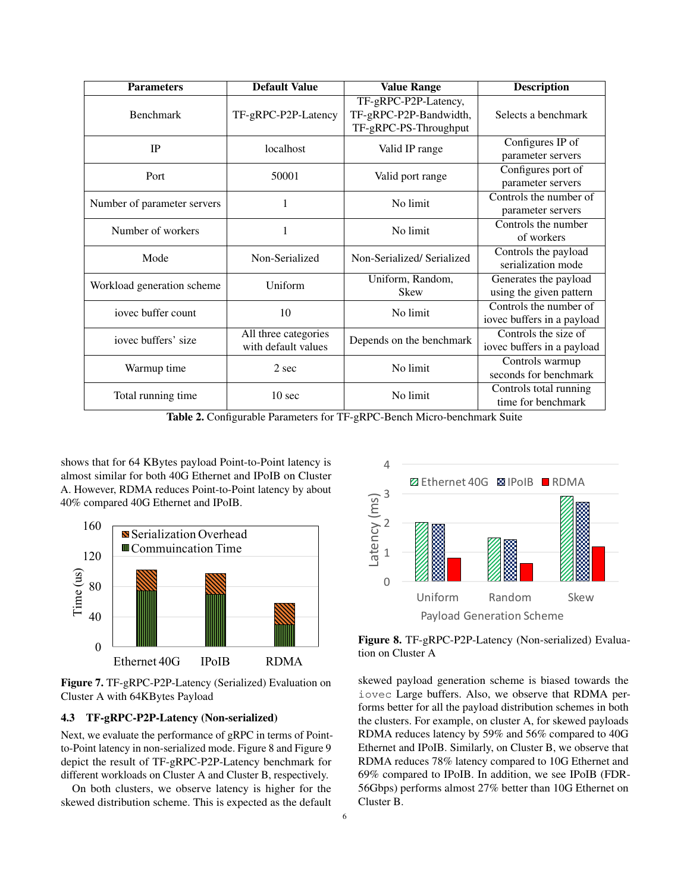| Parameters | Default Value | Value Range | Description |
|---|---|---|---|
| Benchmark | TF-gRPC-P2P-Latency | TF-gRPC-P2P-Latency, TF-gRPC-P2P-Bandwidth, TF-gRPC-PS-Throughput | Selects a benchmark |
| IP | localhost | Valid IP range | Configures IP of parameter servers |
| Port | 50001 | Valid port range | Configures port of parameter servers |
| Number of parameter servers | 1 | No limit | Controls the number of parameter servers |
| Number of workers | 1 | No limit | Controls the number of workers |
| Mode | Non-Serialized | Non-Serialized/ Serialized | Controls the payload serialization mode |
| Workload generation scheme | Uniform | Uniform, Random, Skew | Generates the payload using the given pattern |
| iovec buffer count | 10 | No limit | Controls the number of iovec buffers in a payload |
| iovec buffers' size | All three categories with default values | Depends on the benchmark | Controls the size of iovec buffers in a payload |
| Warmup time | 2 sec | No limit | Controls warmup seconds for benchmark |
| Total running time | 10 sec | No limit | Controls total running time for benchmark |

**Table 2.** Configurable Parameters for TF-gRPC-Bench Micro-benchmark Suite

shows that for 64 KBytes payload Point-to-Point latency is almost similar for both 40G Ethernet and IPoIB on Cluster A. However, RDMA reduces Point-to-Point latency by about 40% compared 40G Ethernet and IPoIB.

**Figure 7.** TF-gRPC-P2P-Latency (Serialized) Evaluation on Cluster A with 64KBytes Payload

### 4.3 TF-gRPC-P2P-Latency (Non-serialized)

Next, we evaluate the performance of gRPC in terms of Point-to-Point latency in non-serialized mode. Figure 8 and Figure 9 depict the result of TF-gRPC-P2P-Latency benchmark for different workloads on Cluster A and Cluster B, respectively.

On both clusters, we observe latency is higher for the skewed distribution scheme. This is expected as the default skewed payload generation scheme is biased towards the `iovec` Large buffers. Also, we observe that RDMA performs better for all the payload distribution schemes in both the clusters. For example, on cluster A, for skewed payloads RDMA reduces latency by 59% and 56% compared to 40G Ethernet and IPoIB. Similarly, on Cluster B, we observe that RDMA reduces 78% latency compared to 10G Ethernet and 69% compared to IPoIB. In addition, we see IPoIB (FDR-56Gbps) performs almost 27% better than 10G Ethernet on Cluster B.

**Figure 8.** TF-gRPC-P2P-Latency (Non-serialized) Evaluation on Cluster A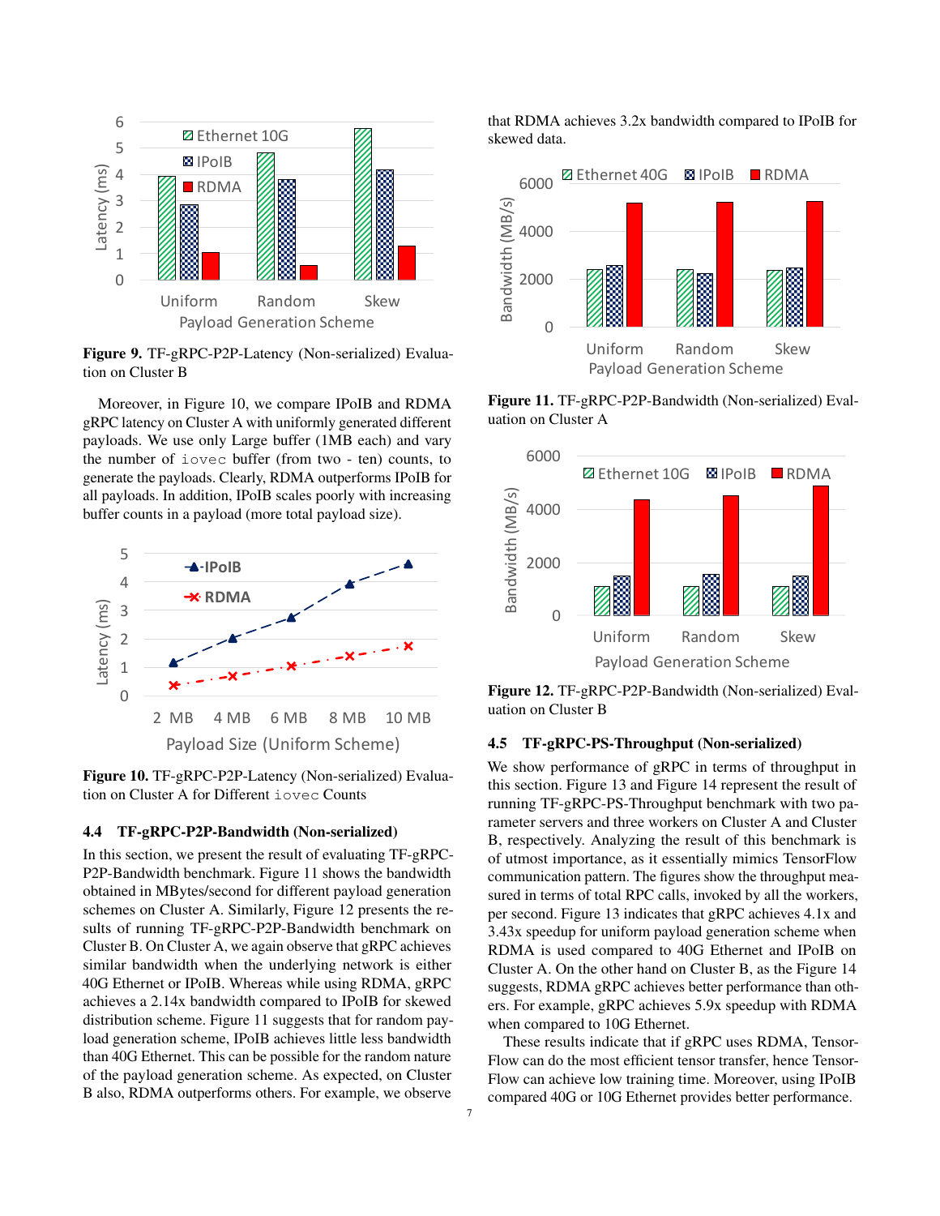Figure 9. TF-gRPC-P2P-Latency (Non-serialized) Evaluation on Cluster B

Moreover, in Figure 10, we compare IPoIB and RDMA gRPC latency on Cluster A with uniformly generated different payloads. We use only Large buffer (1MB each) and vary the number of `iovec` buffer (from two - ten) counts, to generate the payloads. Clearly, RDMA outperforms IPoIB for all payloads. In addition, IPoIB scales poorly with increasing buffer counts in a payload (more total payload size).

Figure 10. TF-gRPC-P2P-Latency (Non-serialized) Evaluation on Cluster A for Different `iovec` Counts

### 4.4 TF-gRPC-P2P-Bandwidth (Non-serialized)

In this section, we present the result of evaluating TF-gRPC-P2P-Bandwidth benchmark. Figure 11 shows the bandwidth obtained in MBytes/second for different payload generation schemes on Cluster A. Similarly, Figure 12 presents the results of running TF-gRPC-P2P-Bandwidth benchmark on Cluster B. On Cluster A, we again observe that gRPC achieves similar bandwidth when the underlying network is either 40G Ethernet or IPoIB. Whereas while using RDMA, gRPC achieves a 2.14x bandwidth compared to IPoIB for skewed distribution scheme. Figure 11 suggests that for random payload generation scheme, IPoIB achieves little less bandwidth than 40G Ethernet. This can be possible for the random nature of the payload generation scheme. As expected, on Cluster B also, RDMA outperforms others. For example, we observe that RDMA achieves 3.2x bandwidth compared to IPoIB for skewed data.

Figure 11. TF-gRPC-P2P-Bandwidth (Non-serialized) Evaluation on Cluster A

Figure 12. TF-gRPC-P2P-Bandwidth (Non-serialized) Evaluation on Cluster B

### 4.5 TF-gRPC-PS-Throughput (Non-serialized)

We show performance of gRPC in terms of throughput in this section. Figure 13 and Figure 14 represent the result of running TF-gRPC-PS-Throughput benchmark with two parameter servers and three workers on Cluster A and Cluster B, respectively. Analyzing the result of this benchmark is of utmost importance, as it essentially mimics TensorFlow communication pattern. The figures show the throughput measured in terms of total RPC calls, invoked by all the workers, per second. Figure 13 indicates that gRPC achieves 4.1x and 3.43x speedup for uniform payload generation scheme when RDMA is used compared to 40G Ethernet and IPoIB on Cluster A. On the other hand on Cluster B, as the Figure 14 suggests, RDMA gRPC achieves better performance than others. For example, gRPC achieves 5.9x speedup with RDMA when compared to 10G Ethernet.

These results indicate that if gRPC uses RDMA, TensorFlow can do the most efficient tensor transfer, hence TensorFlow can achieve low training time. Moreover, using IPoIB compared 40G or 10G Ethernet provides better performance.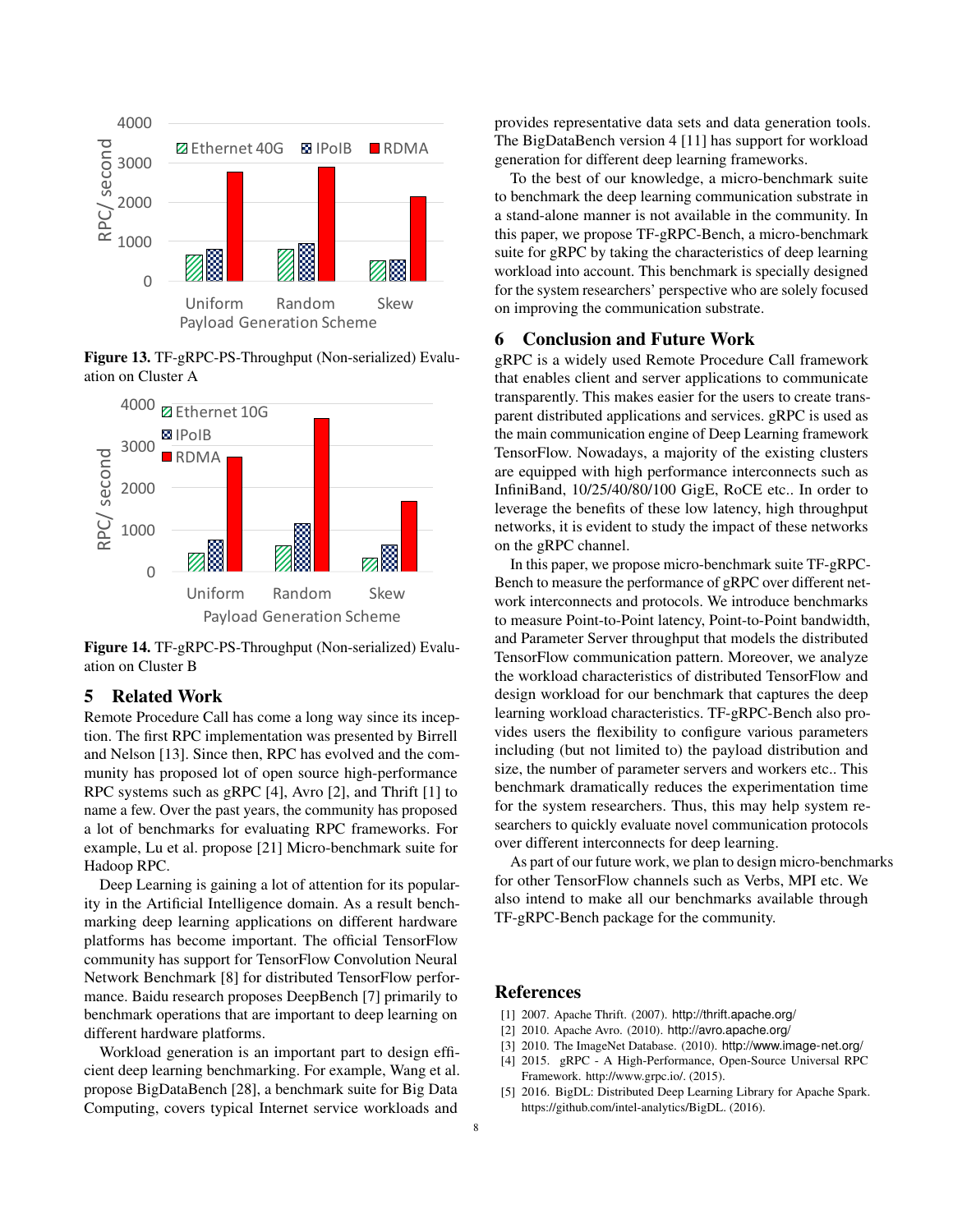Figure 13. TF-gRPC-PS-Throughput (Non-serialized) Evaluation on Cluster A

Figure 14. TF-gRPC-PS-Throughput (Non-serialized) Evaluation on Cluster B

## 5 Related Work

Remote Procedure Call has come a long way since its inception. The first RPC implementation was presented by Birrell and Nelson [13]. Since then, RPC has evolved and the community has proposed lot of open source high-performance RPC systems such as gRPC [4], Avro [2], and Thrift [1] to name a few. Over the past years, the community has proposed a lot of benchmarks for evaluating RPC frameworks. For example, Lu et al. propose [21] Micro-benchmark suite for Hadoop RPC.

Deep Learning is gaining a lot of attention for its popularity in the Artificial Intelligence domain. As a result benchmarking deep learning applications on different hardware platforms has become important. The official TensorFlow community has support for TensorFlow Convolution Neural Network Benchmark [8] for distributed TensorFlow performance. Baidu research proposes DeepBench [7] primarily to benchmark operations that are important to deep learning on different hardware platforms.

Workload generation is an important part to design efficient deep learning benchmarking. For example, Wang et al. propose BigDataBench [28], a benchmark suite for Big Data Computing, covers typical Internet service workloads and provides representative data sets and data generation tools. The BigDataBench version 4 [11] has support for workload generation for different deep learning frameworks.

To the best of our knowledge, a micro-benchmark suite to benchmark the deep learning communication substrate in a stand-alone manner is not available in the community. In this paper, we propose TF-gRPC-Bench, a micro-benchmark suite for gRPC by taking the characteristics of deep learning workload into account. This benchmark is specially designed for the system researchers' perspective who are solely focused on improving the communication substrate.

## 6 Conclusion and Future Work

gRPC is a widely used Remote Procedure Call framework that enables client and server applications to communicate transparently. This makes easier for the users to create transparent distributed applications and services. gRPC is used as the main communication engine of Deep Learning framework TensorFlow. Nowadays, a majority of the existing clusters are equipped with high performance interconnects such as InfiniBand, 10/25/40/80/100 GigE, RoCE etc.. In order to leverage the benefits of these low latency, high throughput networks, it is evident to study the impact of these networks on the gRPC channel.

In this paper, we propose micro-benchmark suite TF-gRPC-Bench to measure the performance of gRPC over different network interconnects and protocols. We introduce benchmarks to measure Point-to-Point latency, Point-to-Point bandwidth, and Parameter Server throughput that models the distributed TensorFlow communication pattern. Moreover, we analyze the workload characteristics of distributed TensorFlow and design workload for our benchmark that captures the deep learning workload characteristics. TF-gRPC-Bench also provides users the flexibility to configure various parameters including (but not limited to) the payload distribution and size, the number of parameter servers and workers etc.. This benchmark dramatically reduces the experimentation time for the system researchers. Thus, this may help system researchers to quickly evaluate novel communication protocols over different interconnects for deep learning.

As part of our future work, we plan to design micro-benchmarks for other TensorFlow channels such as Verbs, MPI etc. We also intend to make all our benchmarks available through TF-gRPC-Bench package for the community.

## References

[1] 2007. Apache Thrift. (2007). http://thrift.apache.org/

[2] 2010. Apache Avro. (2010). http://avro.apache.org/

[3] 2010. The ImageNet Database. (2010). http://www.image-net.org/

[4] 2015. gRPC - A High-Performance, Open-Source Universal RPC Framework. http://www.grpc.io/. (2015).

[5] 2016. BigDL: Distributed Deep Learning Library for Apache Spark. https://github.com/intel-analytics/BigDL. (2016).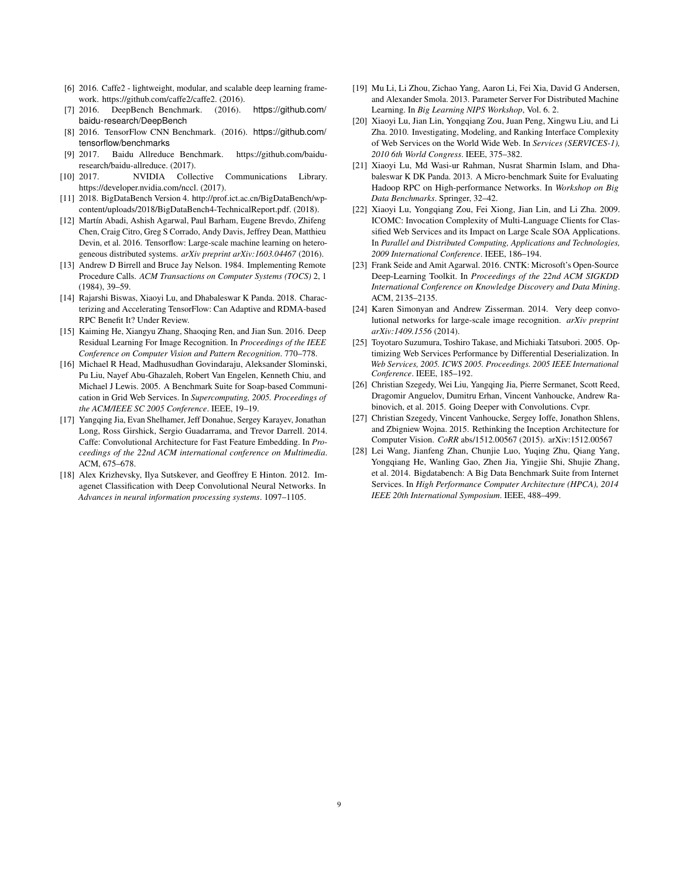[6] 2016. Caffe2 - lightweight, modular, and scalable deep learning framework. https://github.com/caffe2/caffe2. (2016).

[7] 2016. DeepBench Benchmark. (2016). https://github.com/baidu-research/DeepBench

[8] 2016. TensorFlow CNN Benchmark. (2016). https://github.com/tensorflow/benchmarks

[9] 2017. Baidu Allreduce Benchmark. https://github.com/baidu-research/baidu-allreduce. (2017).

[10] 2017. NVIDIA Collective Communications Library. https://developer.nvidia.com/nccl. (2017).

[11] 2018. BigDataBench Version 4. http://prof.ict.ac.cn/BigDataBench/wp-content/uploads/2018/BigDataBench4-TechnicalReport.pdf. (2018).

[12] Martín Abadi, Ashish Agarwal, Paul Barham, Eugene Brevdo, Zhifeng Chen, Craig Citro, Greg S Corrado, Andy Davis, Jeffrey Dean, Matthieu Devin, et al. 2016. Tensorflow: Large-scale machine learning on heterogeneous distributed systems. *arXiv preprint arXiv:1603.04467* (2016).

[13] Andrew D Birrell and Bruce Jay Nelson. 1984. Implementing Remote Procedure Calls. *ACM Transactions on Computer Systems (TOCS)* 2, 1 (1984), 39–59.

[14] Rajarshi Biswas, Xiaoyi Lu, and Dhabaleswar K Panda. 2018. Characterizing and Accelerating TensorFlow: Can Adaptive and RDMA-based RPC Benefit It? Under Review.

[15] Kaiming He, Xiangyu Zhang, Shaoqing Ren, and Jian Sun. 2016. Deep Residual Learning For Image Recognition. In *Proceedings of the IEEE Conference on Computer Vision and Pattern Recognition*. 770–778.

[16] Michael R Head, Madhusudhan Govindaraju, Aleksander Slominski, Pu Liu, Nayef Abu-Ghazaleh, Robert Van Engelen, Kenneth Chiu, and Michael J Lewis. 2005. A Benchmark Suite for Soap-based Communication in Grid Web Services. In *Supercomputing, 2005. Proceedings of the ACM/IEEE SC 2005 Conference*. IEEE, 19–19.

[17] Yangqing Jia, Evan Shelhamer, Jeff Donahue, Sergey Karayev, Jonathan Long, Ross Girshick, Sergio Guadarrama, and Trevor Darrell. 2014. Caffe: Convolutional Architecture for Fast Feature Embedding. In *Proceedings of the 22nd ACM international conference on Multimedia*. ACM, 675–678.

[18] Alex Krizhevsky, Ilya Sutskever, and Geoffrey E Hinton. 2012. Imagenet Classification with Deep Convolutional Neural Networks. In *Advances in neural information processing systems*. 1097–1105.

[19] Mu Li, Li Zhou, Zichao Yang, Aaron Li, Fei Xia, David G Andersen, and Alexander Smola. 2013. Parameter Server For Distributed Machine Learning. In *Big Learning NIPS Workshop*, Vol. 6. 2.

[20] Xiaoyi Lu, Jian Lin, Yongqiang Zou, Juan Peng, Xingwu Liu, and Li Zha. 2010. Investigating, Modeling, and Ranking Interface Complexity of Web Services on the World Wide Web. In *Services (SERVICES-1), 2010 6th World Congress*. IEEE, 375–382.

[21] Xiaoyi Lu, Md Wasi-ur Rahman, Nusrat Sharmin Islam, and Dhabaleswar K DK Panda. 2013. A Micro-benchmark Suite for Evaluating Hadoop RPC on High-performance Networks. In *Workshop on Big Data Benchmarks*. Springer, 32–42.

[22] Xiaoyi Lu, Yongqiang Zou, Fei Xiong, Jian Lin, and Li Zha. 2009. ICOMC: Invocation Complexity of Multi-Language Clients for Classified Web Services and its Impact on Large Scale SOA Applications. In *Parallel and Distributed Computing, Applications and Technologies, 2009 International Conference*. IEEE, 186–194.

[23] Frank Seide and Amit Agarwal. 2016. CNTK: Microsoft's Open-Source Deep-Learning Toolkit. In *Proceedings of the 22nd ACM SIGKDD International Conference on Knowledge Discovery and Data Mining*. ACM, 2135–2135.

[24] Karen Simonyan and Andrew Zisserman. 2014. Very deep convolutional networks for large-scale image recognition. *arXiv preprint arXiv:1409.1556* (2014).

[25] Toyotaro Suzumura, Toshiro Takase, and Michiaki Tatsubori. 2005. Optimizing Web Services Performance by Differential Deserialization. In *Web Services, 2005. ICWS 2005. Proceedings. 2005 IEEE International Conference*. IEEE, 185–192.

[26] Christian Szegedy, Wei Liu, Yangqing Jia, Pierre Sermanet, Scott Reed, Dragomir Anguelov, Dumitru Erhan, Vincent Vanhoucke, Andrew Rabinovich, et al. 2015. Going Deeper with Convolutions. Cvpr.

[27] Christian Szegedy, Vincent Vanhoucke, Sergey Ioffe, Jonathon Shlens, and Zbigniew Wojna. 2015. Rethinking the Inception Architecture for Computer Vision. *CoRR* abs/1512.00567 (2015). arXiv:1512.00567

[28] Lei Wang, Jianfeng Zhan, Chunjie Luo, Yuqing Zhu, Qiang Yang, Yongqiang He, Wanling Gao, Zhen Jia, Yingjie Shi, Shujie Zhang, et al. 2014. Bigdatabench: A Big Data Benchmark Suite from Internet Services. In *High Performance Computer Architecture (HPCA), 2014 IEEE 20th International Symposium*. IEEE, 488–499.